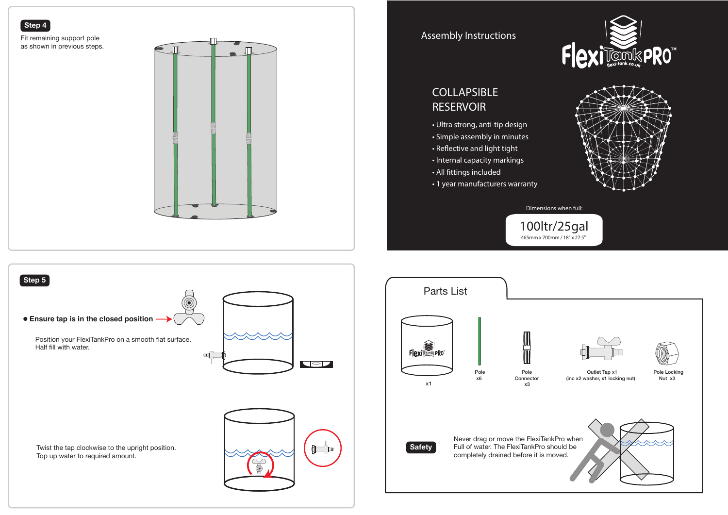## Step 4

Fit remaining support pole as shown in previous steps.

## Step 5

- **Ensure tap is in the closed position**

Position your FlexiTankPro on a smooth flat surface.
Half fill with water.

Twist the tap clockwise to the upright position.
Top up water to required amount.

# Assembly Instructions

FlexiTankPro™
flexi-tank.co.uk

## COLLAPSIBLE RESERVOIR

- Ultra strong, anti-tip design
- Simple assembly in minutes
- Reflective and light tight
- Internal capacity markings
- All fittings included
- 1 year manufacturers warranty

Dimensions when full:

**100ltr/25gal**
465mm x 700mm / 18" x 27.5"

## Parts List

- x1
- Pole x6
- Pole Connector x3
- Outlet Tap x1 (inc x2 washer, x1 locking nut)
- Pole Locking Nut x3

**Safety**

Never drag or move the FlexiTankPro when Full of water. The FlexiTankPro should be completely drained before it is moved.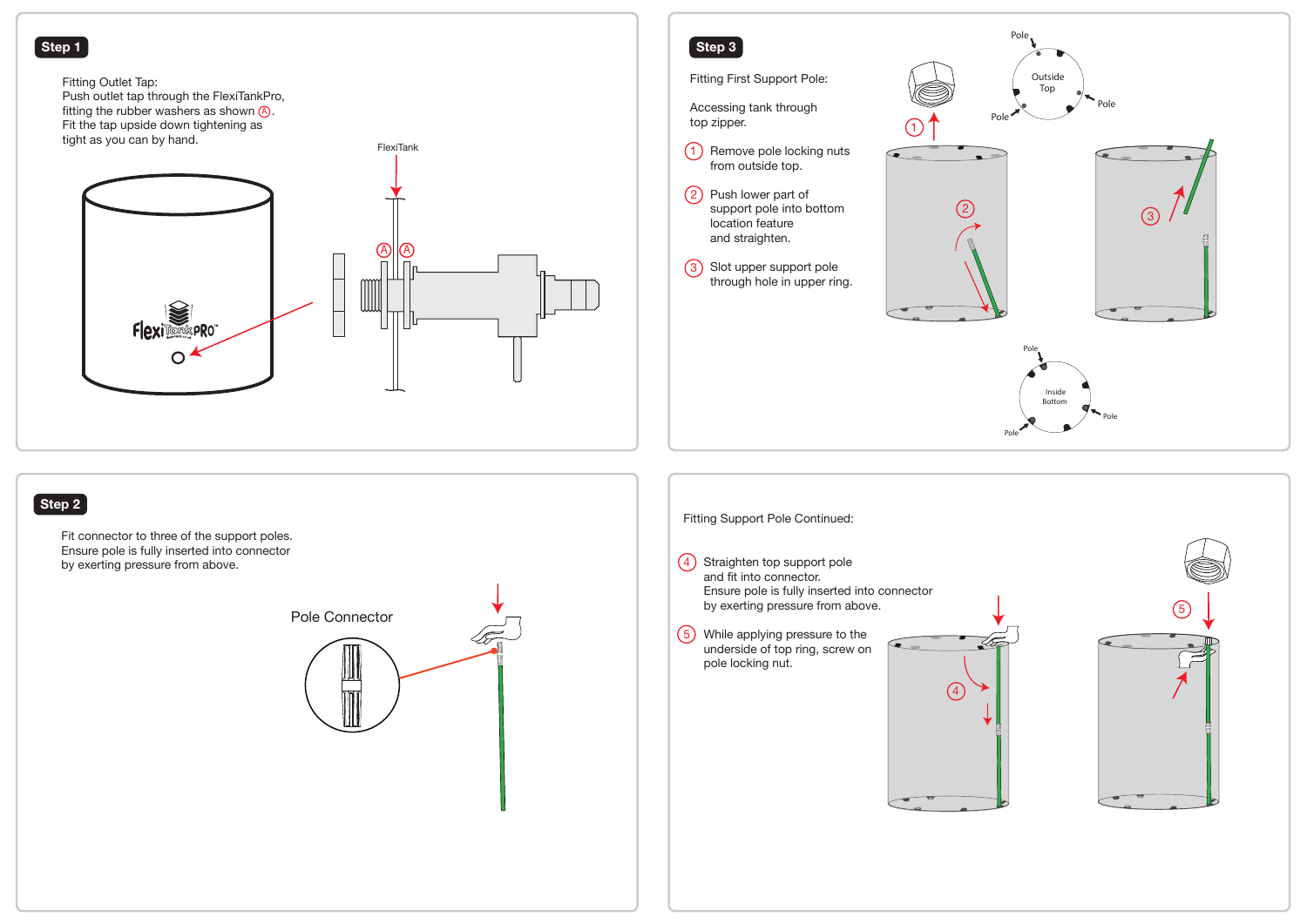## Step 1

Fitting Outlet Tap:
Push outlet tap through the FlexiTankPro, fitting the rubber washers as shown Ⓐ.
Fit the tap upside down tightening as tight as you can by hand.

FlexiTank

Ⓐ Ⓐ

## Step 2

Fit connector to three of the support poles.
Ensure pole is fully inserted into connector by exerting pressure from above.

Pole Connector

## Step 3

Fitting First Support Pole:

Accessing tank through top zipper.

1. Remove pole locking nuts from outside top.
2. Push lower part of support pole into bottom location feature and straighten.
3. Slot upper support pole through hole in upper ring.

Pole
Outside Top
Pole
Pole

Pole
Inside Bottom
Pole
Pole

Fitting Support Pole Continued:

4. Straighten top support pole and fit into connector. Ensure pole is fully inserted into connector by exerting pressure from above.
5. While applying pressure to the underside of top ring, screw on pole locking nut.